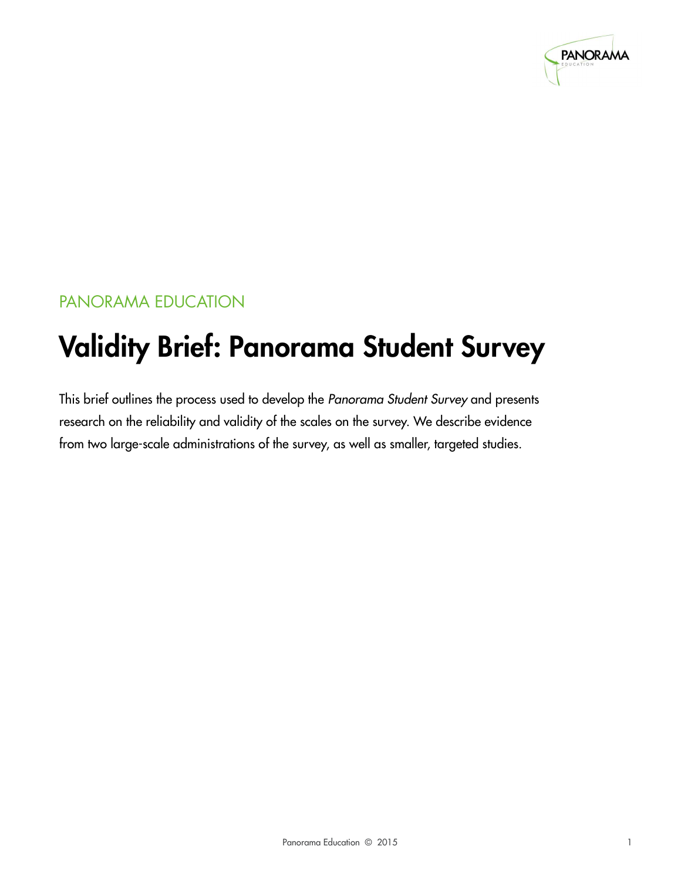PANORAMA EDUCATION

# Validity Brief: Panorama Student Survey

This brief outlines the process used to develop the *Panorama Student Survey* and presents research on the reliability and validity of the scales on the survey. We describe evidence from two large-scale administrations of the survey, as well as smaller, targeted studies.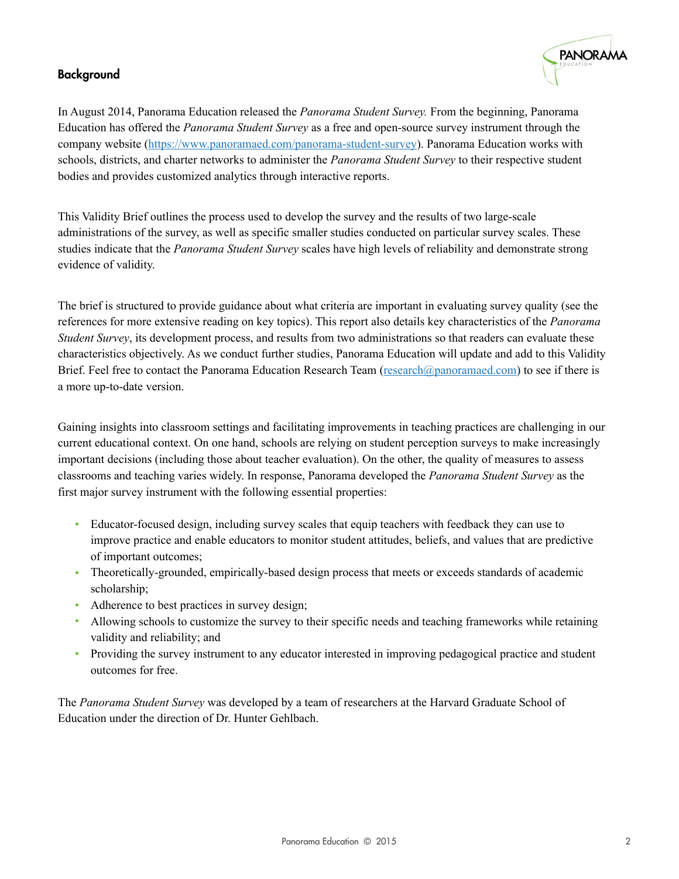## Background

In August 2014, Panorama Education released the *Panorama Student Survey.* From the beginning, Panorama Education has offered the *Panorama Student Survey* as a free and open-source survey instrument through the company website (https://www.panoramaed.com/panorama-student-survey). Panorama Education works with schools, districts, and charter networks to administer the *Panorama Student Survey* to their respective student bodies and provides customized analytics through interactive reports.

This Validity Brief outlines the process used to develop the survey and the results of two large-scale administrations of the survey, as well as specific smaller studies conducted on particular survey scales. These studies indicate that the *Panorama Student Survey* scales have high levels of reliability and demonstrate strong evidence of validity.

The brief is structured to provide guidance about what criteria are important in evaluating survey quality (see the references for more extensive reading on key topics). This report also details key characteristics of the *Panorama Student Survey*, its development process, and results from two administrations so that readers can evaluate these characteristics objectively. As we conduct further studies, Panorama Education will update and add to this Validity Brief. Feel free to contact the Panorama Education Research Team (research@panoramaed.com) to see if there is a more up-to-date version.

Gaining insights into classroom settings and facilitating improvements in teaching practices are challenging in our current educational context. On one hand, schools are relying on student perception surveys to make increasingly important decisions (including those about teacher evaluation). On the other, the quality of measures to assess classrooms and teaching varies widely. In response, Panorama developed the *Panorama Student Survey* as the first major survey instrument with the following essential properties:

- Educator-focused design, including survey scales that equip teachers with feedback they can use to improve practice and enable educators to monitor student attitudes, beliefs, and values that are predictive of important outcomes;
- Theoretically-grounded, empirically-based design process that meets or exceeds standards of academic scholarship;
- Adherence to best practices in survey design;
- Allowing schools to customize the survey to their specific needs and teaching frameworks while retaining validity and reliability; and
- Providing the survey instrument to any educator interested in improving pedagogical practice and student outcomes for free.

The *Panorama Student Survey* was developed by a team of researchers at the Harvard Graduate School of Education under the direction of Dr. Hunter Gehlbach.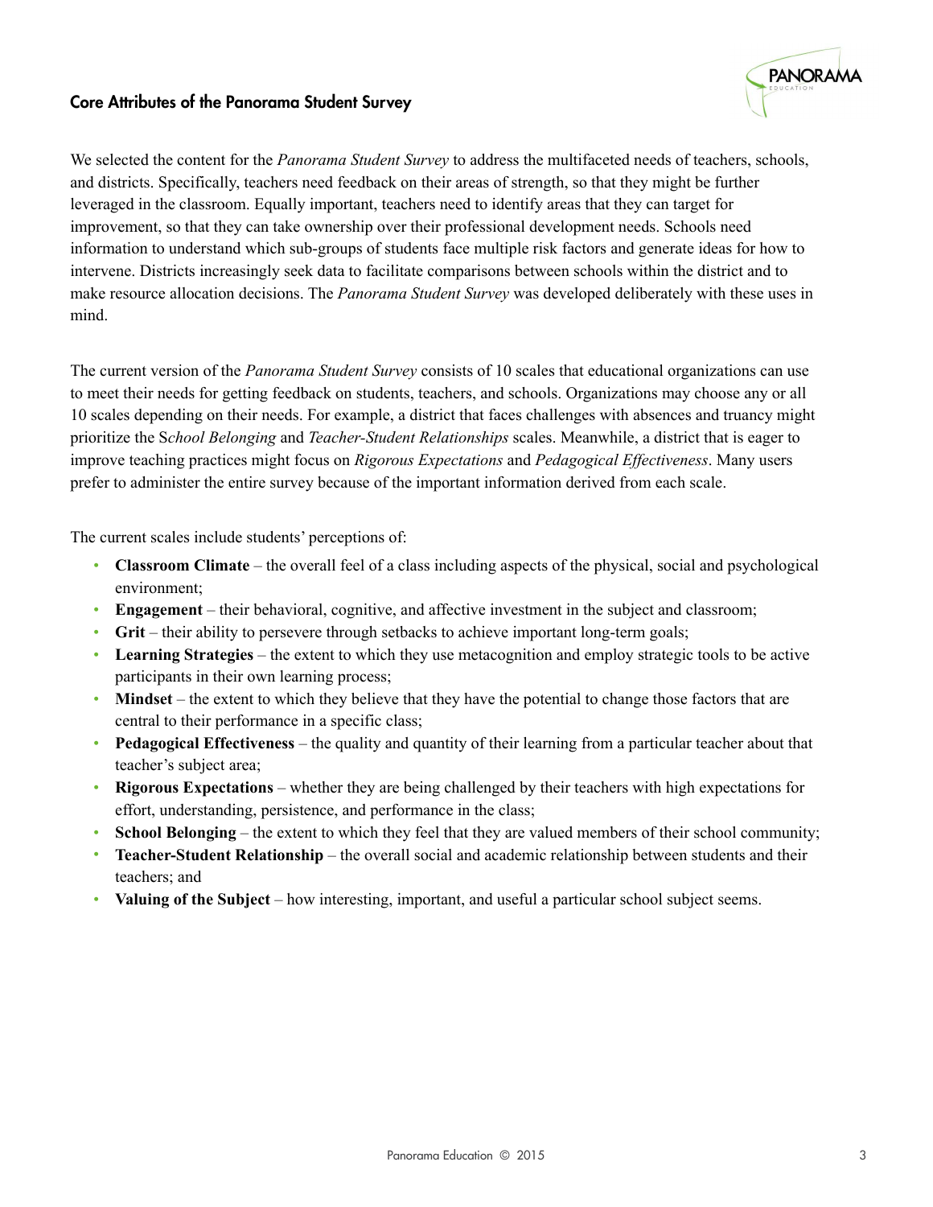## Core Attributes of the Panorama Student Survey

We selected the content for the *Panorama Student Survey* to address the multifaceted needs of teachers, schools, and districts. Specifically, teachers need feedback on their areas of strength, so that they might be further leveraged in the classroom. Equally important, teachers need to identify areas that they can target for improvement, so that they can take ownership over their professional development needs. Schools need information to understand which sub-groups of students face multiple risk factors and generate ideas for how to intervene. Districts increasingly seek data to facilitate comparisons between schools within the district and to make resource allocation decisions. The *Panorama Student Survey* was developed deliberately with these uses in mind.

The current version of the *Panorama Student Survey* consists of 10 scales that educational organizations can use to meet their needs for getting feedback on students, teachers, and schools. Organizations may choose any or all 10 scales depending on their needs. For example, a district that faces challenges with absences and truancy might prioritize the S*chool Belonging* and *Teacher-Student Relationships* scales. Meanwhile, a district that is eager to improve teaching practices might focus on *Rigorous Expectations* and *Pedagogical Effectiveness*. Many users prefer to administer the entire survey because of the important information derived from each scale.

The current scales include students' perceptions of:

- **Classroom Climate** – the overall feel of a class including aspects of the physical, social and psychological environment;
- **Engagement** – their behavioral, cognitive, and affective investment in the subject and classroom;
- **Grit** – their ability to persevere through setbacks to achieve important long-term goals;
- **Learning Strategies** – the extent to which they use metacognition and employ strategic tools to be active participants in their own learning process;
- **Mindset** – the extent to which they believe that they have the potential to change those factors that are central to their performance in a specific class;
- **Pedagogical Effectiveness** – the quality and quantity of their learning from a particular teacher about that teacher's subject area;
- **Rigorous Expectations** – whether they are being challenged by their teachers with high expectations for effort, understanding, persistence, and performance in the class;
- **School Belonging** – the extent to which they feel that they are valued members of their school community;
- **Teacher-Student Relationship** – the overall social and academic relationship between students and their teachers; and
- **Valuing of the Subject** – how interesting, important, and useful a particular school subject seems.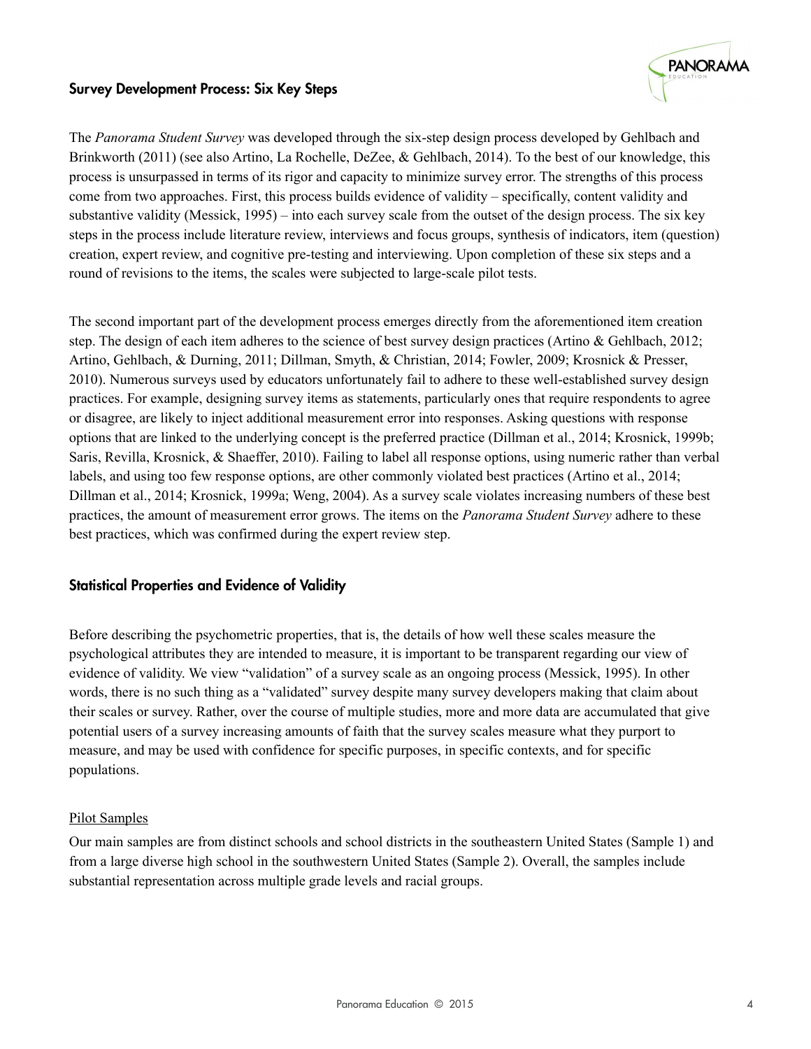## Survey Development Process: Six Key Steps

The *Panorama Student Survey* was developed through the six-step design process developed by Gehlbach and Brinkworth (2011) (see also Artino, La Rochelle, DeZee, & Gehlbach, 2014). To the best of our knowledge, this process is unsurpassed in terms of its rigor and capacity to minimize survey error. The strengths of this process come from two approaches. First, this process builds evidence of validity – specifically, content validity and substantive validity (Messick, 1995) – into each survey scale from the outset of the design process. The six key steps in the process include literature review, interviews and focus groups, synthesis of indicators, item (question) creation, expert review, and cognitive pre-testing and interviewing. Upon completion of these six steps and a round of revisions to the items, the scales were subjected to large-scale pilot tests.

The second important part of the development process emerges directly from the aforementioned item creation step. The design of each item adheres to the science of best survey design practices (Artino & Gehlbach, 2012; Artino, Gehlbach, & Durning, 2011; Dillman, Smyth, & Christian, 2014; Fowler, 2009; Krosnick & Presser, 2010). Numerous surveys used by educators unfortunately fail to adhere to these well-established survey design practices. For example, designing survey items as statements, particularly ones that require respondents to agree or disagree, are likely to inject additional measurement error into responses. Asking questions with response options that are linked to the underlying concept is the preferred practice (Dillman et al., 2014; Krosnick, 1999b; Saris, Revilla, Krosnick, & Shaeffer, 2010). Failing to label all response options, using numeric rather than verbal labels, and using too few response options, are other commonly violated best practices (Artino et al., 2014; Dillman et al., 2014; Krosnick, 1999a; Weng, 2004). As a survey scale violates increasing numbers of these best practices, the amount of measurement error grows. The items on the *Panorama Student Survey* adhere to these best practices, which was confirmed during the expert review step.

## Statistical Properties and Evidence of Validity

Before describing the psychometric properties, that is, the details of how well these scales measure the psychological attributes they are intended to measure, it is important to be transparent regarding our view of evidence of validity. We view "validation" of a survey scale as an ongoing process (Messick, 1995). In other words, there is no such thing as a "validated" survey despite many survey developers making that claim about their scales or survey. Rather, over the course of multiple studies, more and more data are accumulated that give potential users of a survey increasing amounts of faith that the survey scales measure what they purport to measure, and may be used with confidence for specific purposes, in specific contexts, and for specific populations.

### Pilot Samples

Our main samples are from distinct schools and school districts in the southeastern United States (Sample 1) and from a large diverse high school in the southwestern United States (Sample 2). Overall, the samples include substantial representation across multiple grade levels and racial groups.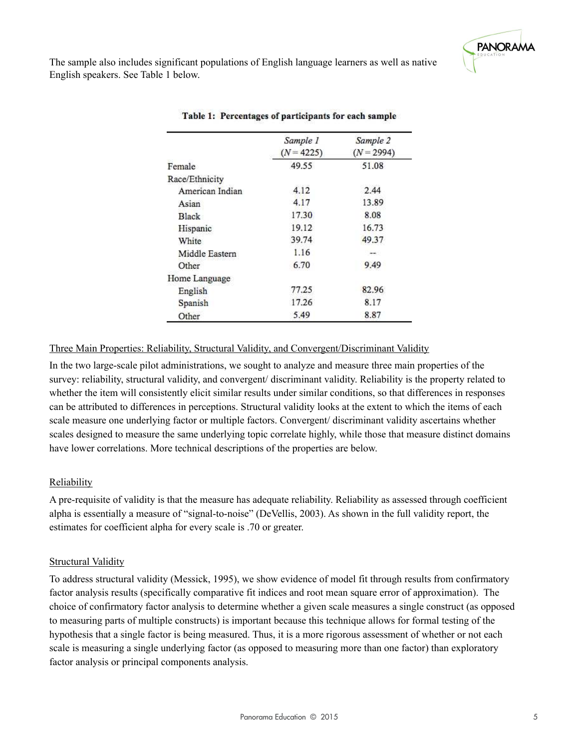The sample also includes significant populations of English language learners as well as native English speakers. See Table 1 below.

**Table 1: Percentages of participants for each sample**

| | *Sample 1* ($N = 4225$) | *Sample 2* ($N = 2994$) |
|---|---|---|
| Female | 49.55 | 51.08 |
| Race/Ethnicity | | |
| American Indian | 4.12 | 2.44 |
| Asian | 4.17 | 13.89 |
| Black | 17.30 | 8.08 |
| Hispanic | 19.12 | 16.73 |
| White | 39.74 | 49.37 |
| Middle Eastern | 1.16 | -- |
| Other | 6.70 | 9.49 |
| Home Language | | |
| English | 77.25 | 82.96 |
| Spanish | 17.26 | 8.17 |
| Other | 5.49 | 8.87 |

### Three Main Properties: Reliability, Structural Validity, and Convergent/Discriminant Validity

In the two large-scale pilot administrations, we sought to analyze and measure three main properties of the survey: reliability, structural validity, and convergent/ discriminant validity. Reliability is the property related to whether the item will consistently elicit similar results under similar conditions, so that differences in responses can be attributed to differences in perceptions. Structural validity looks at the extent to which the items of each scale measure one underlying factor or multiple factors. Convergent/ discriminant validity ascertains whether scales designed to measure the same underlying topic correlate highly, while those that measure distinct domains have lower correlations. More technical descriptions of the properties are below.

### Reliability

A pre-requisite of validity is that the measure has adequate reliability. Reliability as assessed through coefficient alpha is essentially a measure of "signal-to-noise" (DeVellis, 2003). As shown in the full validity report, the estimates for coefficient alpha for every scale is .70 or greater.

### Structural Validity

To address structural validity (Messick, 1995), we show evidence of model fit through results from confirmatory factor analysis results (specifically comparative fit indices and root mean square error of approximation). The choice of confirmatory factor analysis to determine whether a given scale measures a single construct (as opposed to measuring parts of multiple constructs) is important because this technique allows for formal testing of the hypothesis that a single factor is being measured. Thus, it is a more rigorous assessment of whether or not each scale is measuring a single underlying factor (as opposed to measuring more than one factor) than exploratory factor analysis or principal components analysis.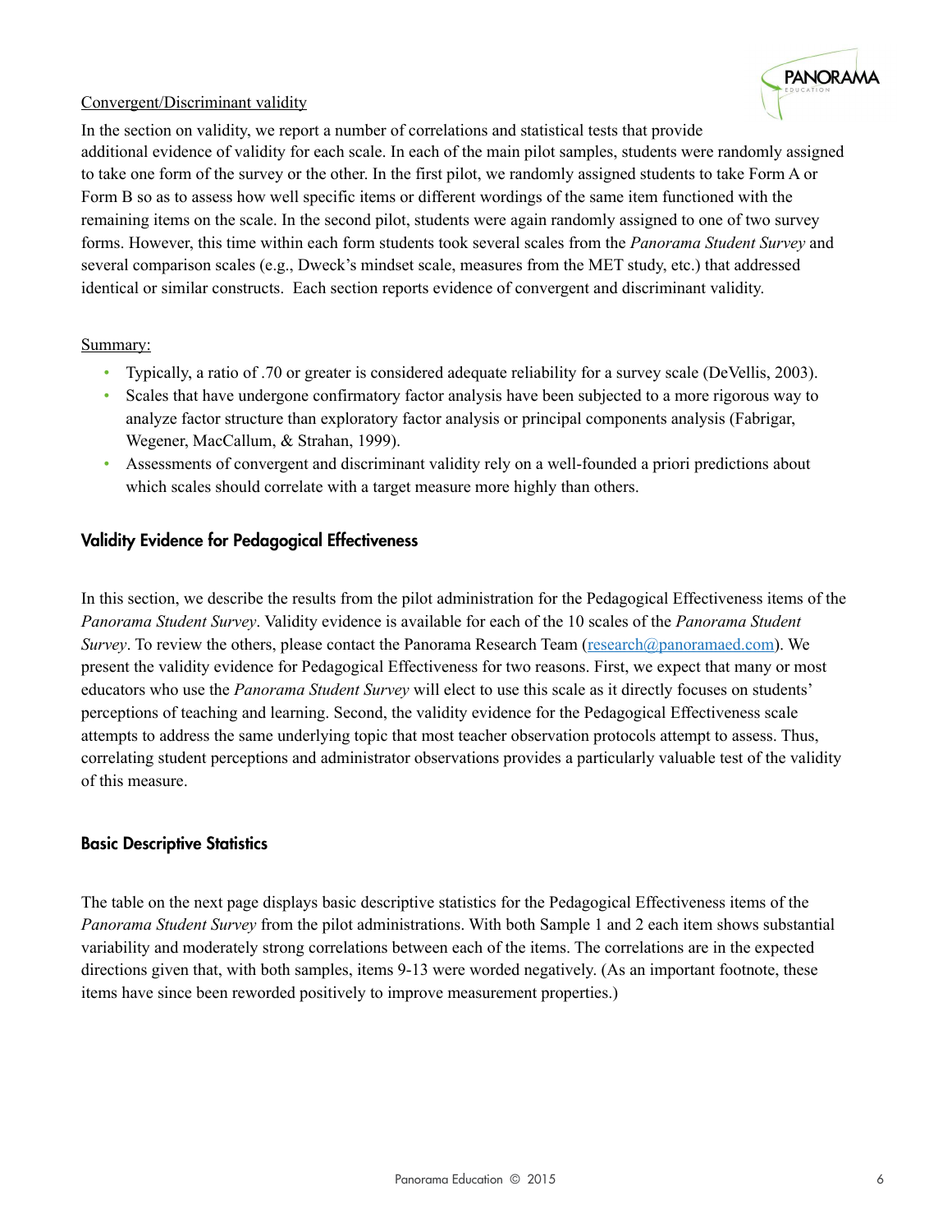Convergent/Discriminant validity

In the section on validity, we report a number of correlations and statistical tests that provide additional evidence of validity for each scale. In each of the main pilot samples, students were randomly assigned to take one form of the survey or the other. In the first pilot, we randomly assigned students to take Form A or Form B so as to assess how well specific items or different wordings of the same item functioned with the remaining items on the scale. In the second pilot, students were again randomly assigned to one of two survey forms. However, this time within each form students took several scales from the *Panorama Student Survey* and several comparison scales (e.g., Dweck's mindset scale, measures from the MET study, etc.) that addressed identical or similar constructs. Each section reports evidence of convergent and discriminant validity.

Summary:

- Typically, a ratio of .70 or greater is considered adequate reliability for a survey scale (DeVellis, 2003).
- Scales that have undergone confirmatory factor analysis have been subjected to a more rigorous way to analyze factor structure than exploratory factor analysis or principal components analysis (Fabrigar, Wegener, MacCallum, & Strahan, 1999).
- Assessments of convergent and discriminant validity rely on a well-founded a priori predictions about which scales should correlate with a target measure more highly than others.

## Validity Evidence for Pedagogical Effectiveness

In this section, we describe the results from the pilot administration for the Pedagogical Effectiveness items of the *Panorama Student Survey*. Validity evidence is available for each of the 10 scales of the *Panorama Student Survey*. To review the others, please contact the Panorama Research Team (research@panoramaed.com). We present the validity evidence for Pedagogical Effectiveness for two reasons. First, we expect that many or most educators who use the *Panorama Student Survey* will elect to use this scale as it directly focuses on students' perceptions of teaching and learning. Second, the validity evidence for the Pedagogical Effectiveness scale attempts to address the same underlying topic that most teacher observation protocols attempt to assess. Thus, correlating student perceptions and administrator observations provides a particularly valuable test of the validity of this measure.

## Basic Descriptive Statistics

The table on the next page displays basic descriptive statistics for the Pedagogical Effectiveness items of the *Panorama Student Survey* from the pilot administrations. With both Sample 1 and 2 each item shows substantial variability and moderately strong correlations between each of the items. The correlations are in the expected directions given that, with both samples, items 9-13 were worded negatively. (As an important footnote, these items have since been reworded positively to improve measurement properties.)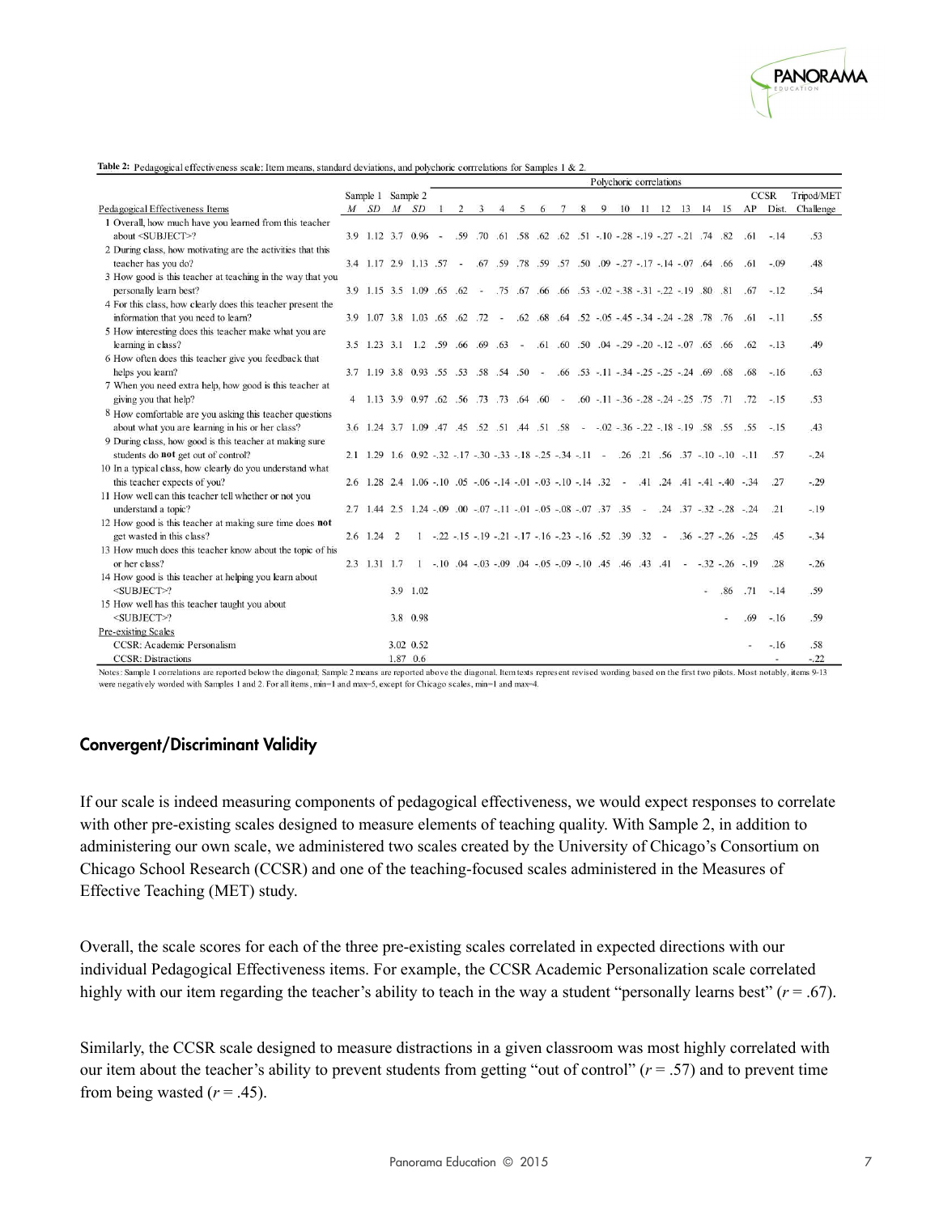**Table 2:** Pedagogical effectiveness scale: Item means, standard deviations, and polychoric corrrelations for Samples 1 & 2.

| | Sample 1 | | Sample 2 | | Polychoric correlations | | | | | | | | | | | | | | | CCSR | | Tripod/MET |
|---|---|---|---|---|---|---|---|---|---|---|---|---|---|---|---|---|---|---|---|---|---|---|
| Pedagogical Effectiveness Items | *M* | *SD* | *M* | *SD* | 1 | 2 | 3 | 4 | 5 | 6 | 7 | 8 | 9 | 10 | 11 | 12 | 13 | 14 | 15 | AP | Dist. | Challenge |
| 1 Overall, how much have you learned from this teacher about <SUBJECT>? | 3.9 | 1.12 | 3.7 | 0.96 | - | .59 | .70 | .61 | .58 | .62 | .62 | .51 | -.10 | -.28 | -.19 | -.27 | -.21 | .74 | .82 | .61 | -.14 | .53 |
| 2 During class, how motivating are the activities that this teacher has you do? | 3.4 | 1.17 | 2.9 | 1.13 | .57 | - | .67 | .59 | .78 | .59 | .57 | .50 | .09 | -.27 | -.17 | -.14 | -.07 | .64 | .66 | .61 | -.09 | .48 |
| 3 How good is this teacher at teaching in the way that you personally learn best? | 3.9 | 1.15 | 3.5 | 1.09 | .65 | .62 | - | .75 | .67 | .66 | .66 | .53 | -.02 | -.38 | -.31 | -.22 | -.19 | .80 | .81 | .67 | -.12 | .54 |
| 4 For this class, how clearly does this teacher present the information that you need to learn? | 3.9 | 1.07 | 3.8 | 1.03 | .65 | .62 | .72 | - | .62 | .68 | .64 | .52 | -.05 | -.45 | -.34 | -.24 | -.28 | .78 | .76 | .61 | -.11 | .55 |
| 5 How interesting does this teacher make what you are learning in class? | 3.5 | 1.23 | 3.1 | 1.2 | .59 | .66 | .69 | .63 | - | .61 | .60 | .50 | .04 | -.29 | -.20 | -.12 | -.07 | .65 | .66 | .62 | -.13 | .49 |
| 6 How often does this teacher give you feedback that helps you learn? | 3.7 | 1.19 | 3.8 | 0.93 | .55 | .53 | .58 | .54 | .50 | - | .66 | .53 | -.11 | -.34 | -.25 | -.25 | -.24 | .69 | .68 | .68 | -.16 | .63 |
| 7 When you need extra help, how good is this teacher at giving you that help? | 4 | 1.13 | 3.9 | 0.97 | .62 | .56 | .73 | .73 | .64 | .60 | - | .60 | -.11 | -.36 | -.28 | -.24 | -.25 | .75 | .71 | .72 | -.15 | .53 |
| 8 How comfortable are you asking this teacher questions about what you are learning in his or her class? | 3.6 | 1.24 | 3.7 | 1.09 | .47 | .45 | .52 | .51 | .44 | .51 | .58 | - | -.02 | -.36 | -.22 | -.18 | -.19 | .58 | .55 | .55 | -.15 | .43 |
| 9 During class, how good is this teacher at making sure students do **not** get out of control? | 2.1 | 1.29 | 1.6 | 0.92 | -.32 | -.17 | -.30 | -.33 | -.18 | -.25 | -.34 | -.11 | - | .26 | .21 | .56 | .37 | -.10 | -.10 | -.11 | .57 | -.24 |
| 10 In a typical class, how clearly do you understand what this teacher expects of you? | 2.6 | 1.28 | 2.4 | 1.06 | -.10 | .05 | -.06 | -.14 | -.01 | -.03 | -.10 | -.14 | .32 | - | .41 | .24 | .41 | -.41 | -.40 | -.34 | .27 | -.29 |
| 11 How well can this teacher tell whether or not you understand a topic? | 2.7 | 1.44 | 2.5 | 1.24 | -.09 | .00 | -.07 | -.11 | -.01 | -.05 | -.08 | -.07 | .37 | .35 | - | .24 | .37 | -.32 | -.28 | -.24 | .21 | -.19 |
| 12 How good is this teacher at making sure time does **not** get wasted in this class? | 2.6 | 1.24 | 2 | 1 | -.22 | -.15 | -.19 | -.21 | -.17 | -.16 | -.23 | -.16 | .52 | .39 | .32 | - | .36 | -.27 | -.26 | -.25 | .45 | -.34 |
| 13 How much does this teacher know about the topic of his or her class? | 2.3 | 1.31 | 1.7 | 1 | -.10 | .04 | -.03 | -.09 | .04 | -.05 | -.09 | -.10 | .45 | .46 | .43 | .41 | - | -.32 | -.26 | -.19 | .28 | -.26 |
| 14 How good is this teacher at helping you learn about <SUBJECT>? | | | 3.9 | 1.02 | | | | | | | | | | | | | | - | .86 | .71 | -.14 | .59 |
| 15 How well has this teacher taught you about <SUBJECT>? | | | 3.8 | 0.98 | | | | | | | | | | | | | | | - | .69 | -.16 | .59 |
| Pre-existing Scales | | | | | | | | | | | | | | | | | | | | | | |
| CCSR: Academic Personalism | | | 3.02 | 0.52 | | | | | | | | | | | | | | | | - | -.16 | .58 |
| CCSR: Distractions | | | 1.87 | 0.6 | | | | | | | | | | | | | | | | | - | -.22 |

Notes: Sample 1 correlations are reported below the diagonal; Sample 2 means are reported above the diagonal. Item texts represent revised wording based on the first two pilots. Most notably, items 9-13 were negatively worded with Samples 1 and 2. For all items, min=1 and max=5, except for Chicago scales, min=1 and max=4.

## Convergent/Discriminant Validity

If our scale is indeed measuring components of pedagogical effectiveness, we would expect responses to correlate with other pre-existing scales designed to measure elements of teaching quality. With Sample 2, in addition to administering our own scale, we administered two scales created by the University of Chicago's Consortium on Chicago School Research (CCSR) and one of the teaching-focused scales administered in the Measures of Effective Teaching (MET) study.

Overall, the scale scores for each of the three pre-existing scales correlated in expected directions with our individual Pedagogical Effectiveness items. For example, the CCSR Academic Personalization scale correlated highly with our item regarding the teacher's ability to teach in the way a student "personally learns best" ($r = .67$).

Similarly, the CCSR scale designed to measure distractions in a given classroom was most highly correlated with our item about the teacher's ability to prevent students from getting "out of control" ($r = .57$) and to prevent time from being wasted ($r = .45$).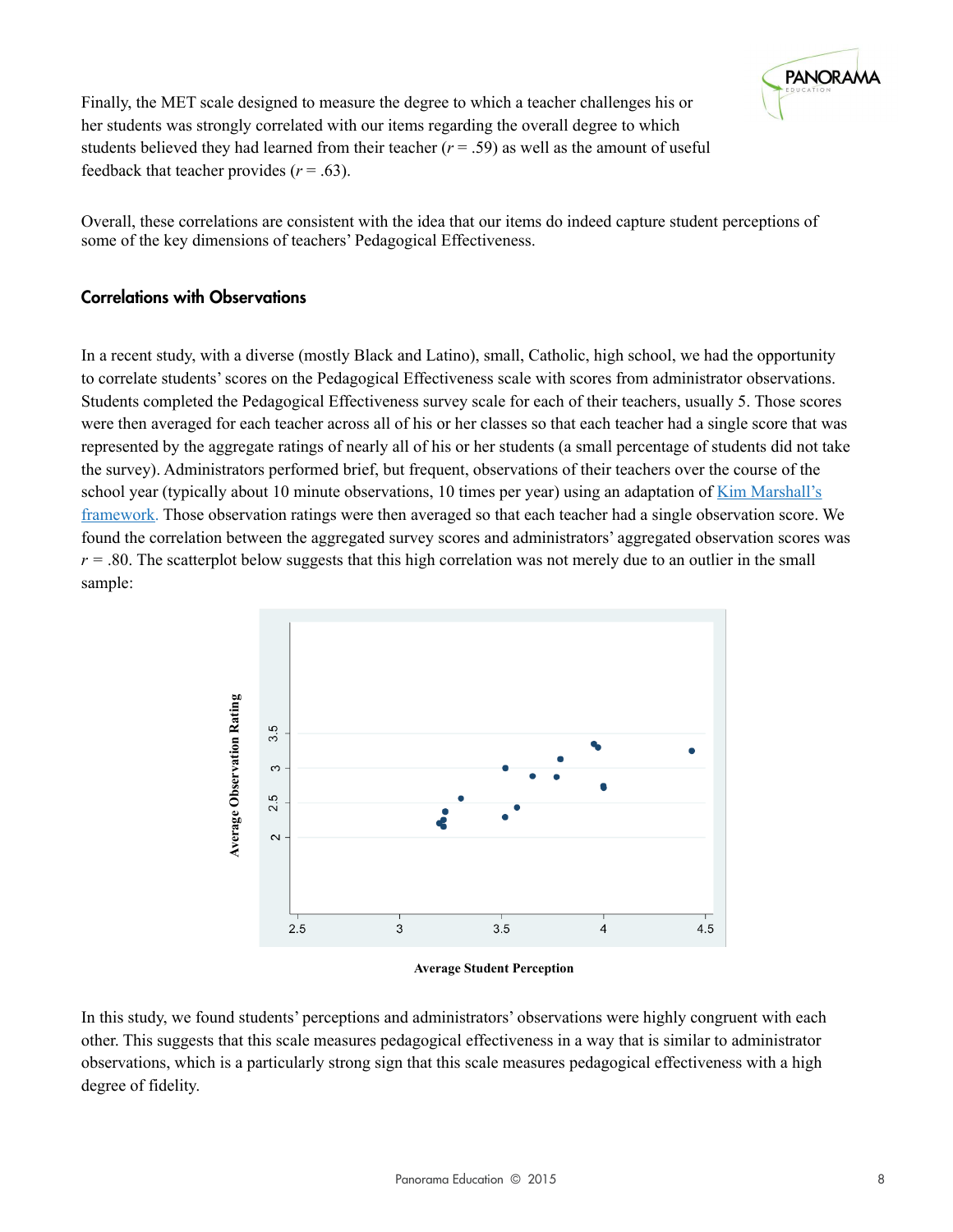Finally, the MET scale designed to measure the degree to which a teacher challenges his or her students was strongly correlated with our items regarding the overall degree to which students believed they had learned from their teacher ($r$ = .59) as well as the amount of useful feedback that teacher provides ($r$ = .63).

Overall, these correlations are consistent with the idea that our items do indeed capture student perceptions of some of the key dimensions of teachers' Pedagogical Effectiveness.

### Correlations with Observations

In a recent study, with a diverse (mostly Black and Latino), small, Catholic, high school, we had the opportunity to correlate students' scores on the Pedagogical Effectiveness scale with scores from administrator observations. Students completed the Pedagogical Effectiveness survey scale for each of their teachers, usually 5. Those scores were then averaged for each teacher across all of his or her classes so that each teacher had a single score that was represented by the aggregate ratings of nearly all of his or her students (a small percentage of students did not take the survey). Administrators performed brief, but frequent, observations of their teachers over the course of the school year (typically about 10 minute observations, 10 times per year) using an adaptation of [Kim Marshall's framework](). Those observation ratings were then averaged so that each teacher had a single observation score. We found the correlation between the aggregated survey scores and administrators' aggregated observation scores was $r$ = .80. The scatterplot below suggests that this high correlation was not merely due to an outlier in the small sample:

Average Observation Rating

2
2.5
3
3.5

2.5
3
3.5
4
4.5

Average Student Perception

In this study, we found students' perceptions and administrators' observations were highly congruent with each other. This suggests that this scale measures pedagogical effectiveness in a way that is similar to administrator observations, which is a particularly strong sign that this scale measures pedagogical effectiveness with a high degree of fidelity.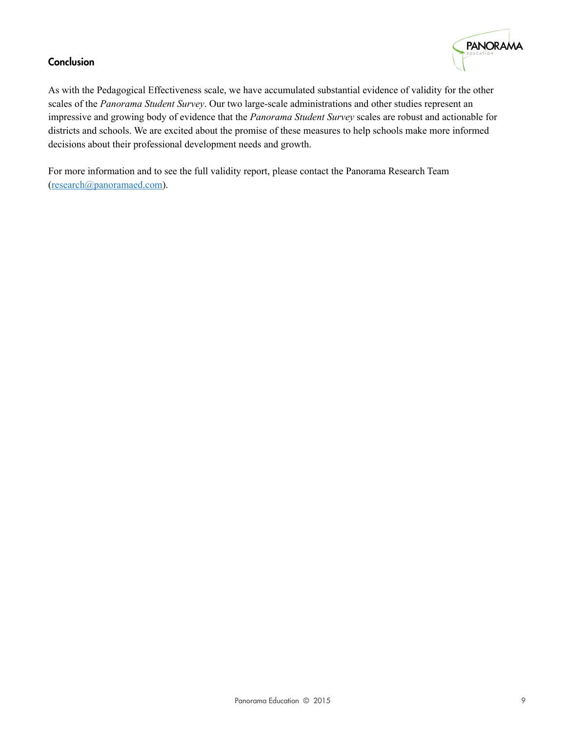## Conclusion

As with the Pedagogical Effectiveness scale, we have accumulated substantial evidence of validity for the other scales of the *Panorama Student Survey*. Our two large-scale administrations and other studies represent an impressive and growing body of evidence that the *Panorama Student Survey* scales are robust and actionable for districts and schools. We are excited about the promise of these measures to help schools make more informed decisions about their professional development needs and growth.

For more information and to see the full validity report, please contact the Panorama Research Team (research@panoramaed.com).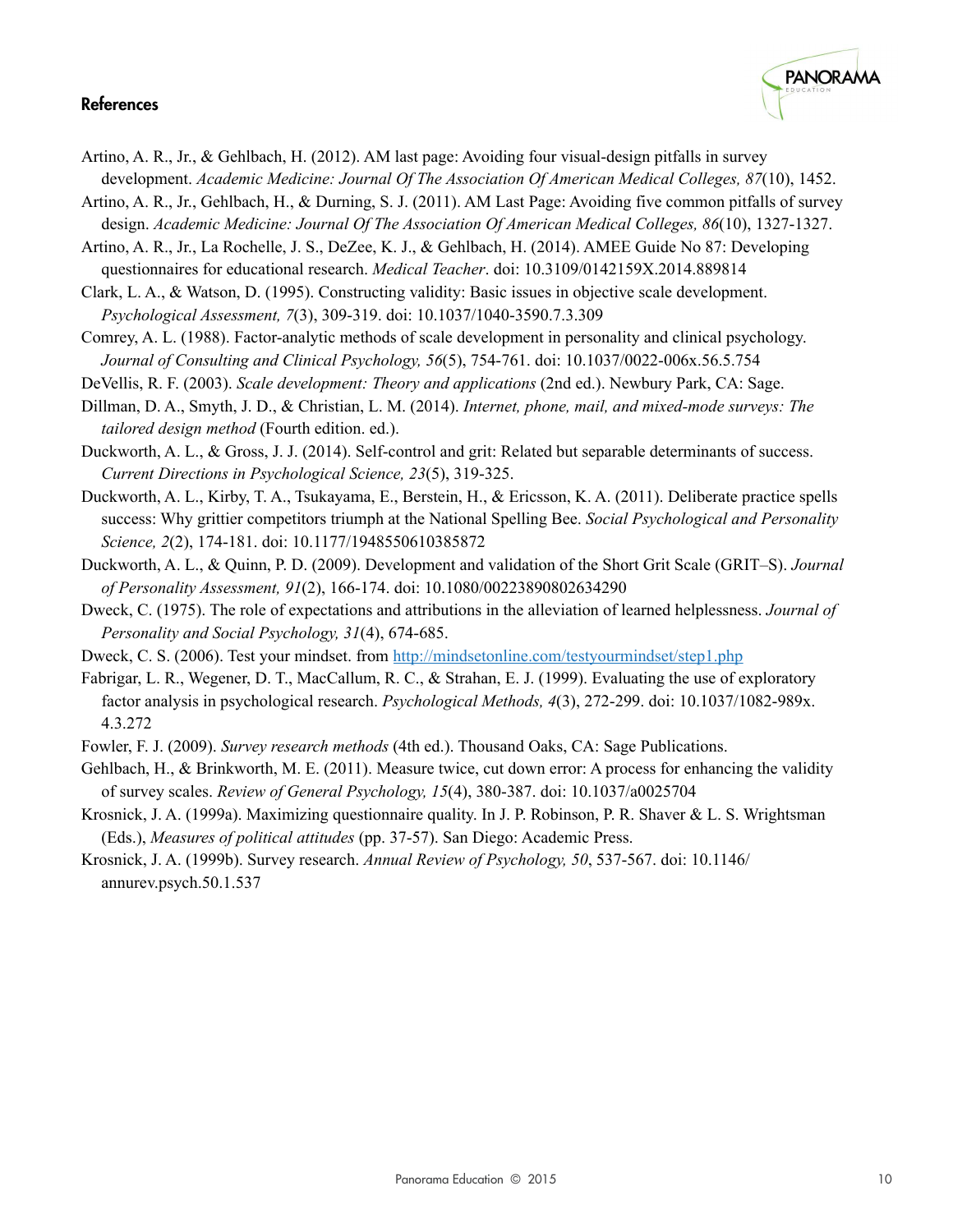## References

Artino, A. R., Jr., & Gehlbach, H. (2012). AM last page: Avoiding four visual-design pitfalls in survey development. *Academic Medicine: Journal Of The Association Of American Medical Colleges, 87*(10), 1452.

Artino, A. R., Jr., Gehlbach, H., & Durning, S. J. (2011). AM Last Page: Avoiding five common pitfalls of survey design. *Academic Medicine: Journal Of The Association Of American Medical Colleges, 86*(10), 1327-1327.

Artino, A. R., Jr., La Rochelle, J. S., DeZee, K. J., & Gehlbach, H. (2014). AMEE Guide No 87: Developing questionnaires for educational research. *Medical Teacher*. doi: 10.3109/0142159X.2014.889814

Clark, L. A., & Watson, D. (1995). Constructing validity: Basic issues in objective scale development. *Psychological Assessment, 7*(3), 309-319. doi: 10.1037/1040-3590.7.3.309

Comrey, A. L. (1988). Factor-analytic methods of scale development in personality and clinical psychology. *Journal of Consulting and Clinical Psychology, 56*(5), 754-761. doi: 10.1037/0022-006x.56.5.754

DeVellis, R. F. (2003). *Scale development: Theory and applications* (2nd ed.). Newbury Park, CA: Sage.

Dillman, D. A., Smyth, J. D., & Christian, L. M. (2014). *Internet, phone, mail, and mixed-mode surveys: The tailored design method* (Fourth edition. ed.).

Duckworth, A. L., & Gross, J. J. (2014). Self-control and grit: Related but separable determinants of success. *Current Directions in Psychological Science, 23*(5), 319-325.

Duckworth, A. L., Kirby, T. A., Tsukayama, E., Berstein, H., & Ericsson, K. A. (2011). Deliberate practice spells success: Why grittier competitors triumph at the National Spelling Bee. *Social Psychological and Personality Science, 2*(2), 174-181. doi: 10.1177/1948550610385872

Duckworth, A. L., & Quinn, P. D. (2009). Development and validation of the Short Grit Scale (GRIT–S). *Journal of Personality Assessment, 91*(2), 166-174. doi: 10.1080/00223890802634290

Dweck, C. (1975). The role of expectations and attributions in the alleviation of learned helplessness. *Journal of Personality and Social Psychology, 31*(4), 674-685.

Dweck, C. S. (2006). Test your mindset. from http://mindsetonline.com/testyourmindset/step1.php

Fabrigar, L. R., Wegener, D. T., MacCallum, R. C., & Strahan, E. J. (1999). Evaluating the use of exploratory factor analysis in psychological research. *Psychological Methods, 4*(3), 272-299. doi: 10.1037/1082-989x.4.3.272

Fowler, F. J. (2009). *Survey research methods* (4th ed.). Thousand Oaks, CA: Sage Publications.

Gehlbach, H., & Brinkworth, M. E. (2011). Measure twice, cut down error: A process for enhancing the validity of survey scales. *Review of General Psychology, 15*(4), 380-387. doi: 10.1037/a0025704

Krosnick, J. A. (1999a). Maximizing questionnaire quality. In J. P. Robinson, P. R. Shaver & L. S. Wrightsman (Eds.), *Measures of political attitudes* (pp. 37-57). San Diego: Academic Press.

Krosnick, J. A. (1999b). Survey research. *Annual Review of Psychology, 50*, 537-567. doi: 10.1146/annurev.psych.50.1.537